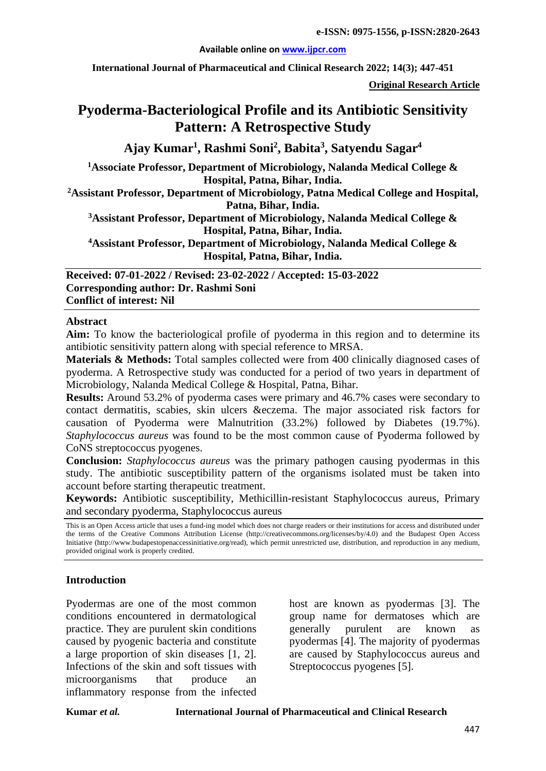**Original Research Article**

# Pyoderma-Bacteriological Profile and its Antibiotic Sensitivity Pattern: A Retrospective Study

**Ajay Kumar[1], Rashmi Soni[2], Babita[3], Satyendu Sagar[4]**

[1]Associate Professor, Department of Microbiology, Nalanda Medical College & Hospital, Patna, Bihar, India.

[2]Assistant Professor, Department of Microbiology, Patna Medical College and Hospital, Patna, Bihar, India.

[3]Assistant Professor, Department of Microbiology, Nalanda Medical College & Hospital, Patna, Bihar, India.

[4]Assistant Professor, Department of Microbiology, Nalanda Medical College & Hospital, Patna, Bihar, India.

**Received: 07-01-2022 / Revised: 23-02-2022 / Accepted: 15-03-2022**
**Corresponding author: Dr. Rashmi Soni**
**Conflict of interest: Nil**

## Abstract

**Aim:** To know the bacteriological profile of pyoderma in this region and to determine its antibiotic sensitivity pattern along with special reference to MRSA.

**Materials & Methods:** Total samples collected were from 400 clinically diagnosed cases of pyoderma. A Retrospective study was conducted for a period of two years in department of Microbiology, Nalanda Medical College & Hospital, Patna, Bihar.

**Results:** Around 53.2% of pyoderma cases were primary and 46.7% cases were secondary to contact dermatitis, scabies, skin ulcers &eczema. The major associated risk factors for causation of Pyoderma were Malnutrition (33.2%) followed by Diabetes (19.7%). *Staphylococcus aureus* was found to be the most common cause of Pyoderma followed by CoNS streptococcus pyogenes.

**Conclusion:** *Staphylococcus aureus* was the primary pathogen causing pyodermas in this study. The antibiotic susceptibility pattern of the organisms isolated must be taken into account before starting therapeutic treatment.

**Keywords:** Antibiotic susceptibility, Methicillin-resistant Staphylococcus aureus, Primary and secondary pyoderma, Staphylococcus aureus

This is an Open Access article that uses a fund-ing model which does not charge readers or their institutions for access and distributed under the terms of the Creative Commons Attribution License (http://creativecommons.org/licenses/by/4.0) and the Budapest Open Access Initiative (http://www.budapestopenaccessinitiative.org/read), which permit unrestricted use, distribution, and reproduction in any medium, provided original work is properly credited.

## Introduction

Pyodermas are one of the most common conditions encountered in dermatological practice. They are purulent skin conditions caused by pyogenic bacteria and constitute a large proportion of skin diseases [1, 2]. Infections of the skin and soft tissues with microorganisms that produce an inflammatory response from the infected host are known as pyodermas [3]. The group name for dermatoses which are generally purulent are known as pyodermas [4]. The majority of pyodermas are caused by Staphylococcus aureus and Streptococcus pyogenes [5].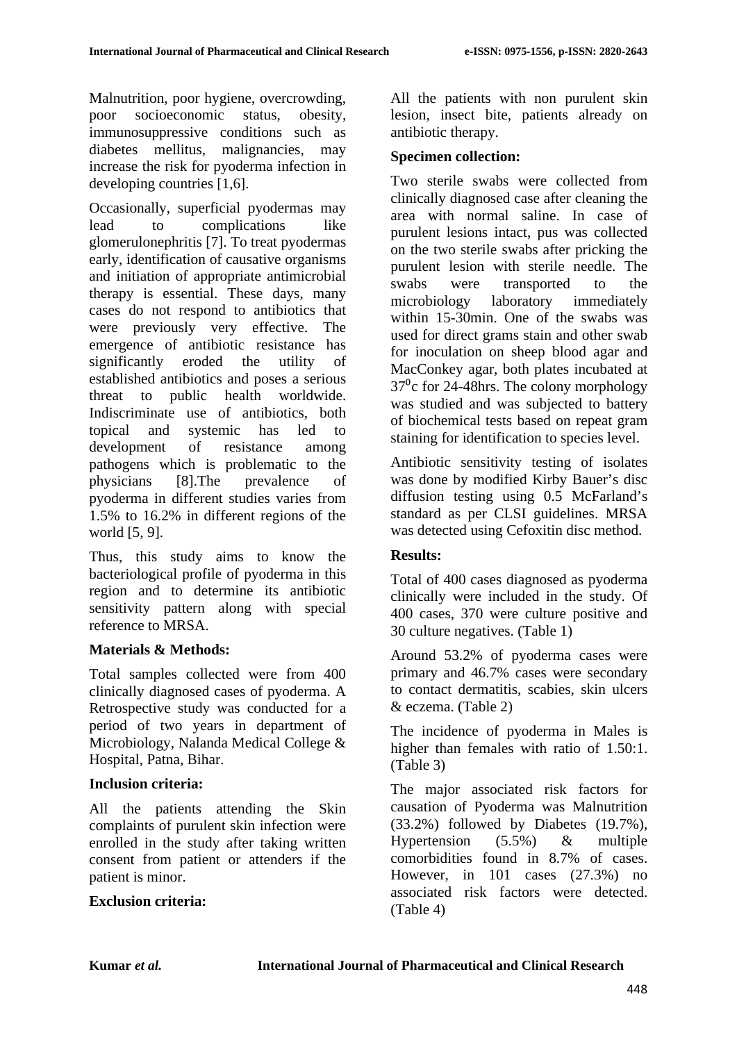Malnutrition, poor hygiene, overcrowding, poor socioeconomic status, obesity, immunosuppressive conditions such as diabetes mellitus, malignancies, may increase the risk for pyoderma infection in developing countries [1,6].

Occasionally, superficial pyodermas may lead to complications like glomerulonephritis [7]. To treat pyodermas early, identification of causative organisms and initiation of appropriate antimicrobial therapy is essential. These days, many cases do not respond to antibiotics that were previously very effective. The emergence of antibiotic resistance has significantly eroded the utility of established antibiotics and poses a serious threat to public health worldwide. Indiscriminate use of antibiotics, both topical and systemic has led to development of resistance among pathogens which is problematic to the physicians [8].The prevalence of pyoderma in different studies varies from 1.5% to 16.2% in different regions of the world [5, 9].

Thus, this study aims to know the bacteriological profile of pyoderma in this region and to determine its antibiotic sensitivity pattern along with special reference to MRSA.

**Materials & Methods:**

Total samples collected were from 400 clinically diagnosed cases of pyoderma. A Retrospective study was conducted for a period of two years in department of Microbiology, Nalanda Medical College & Hospital, Patna, Bihar.

**Inclusion criteria:**

All the patients attending the Skin complaints of purulent skin infection were enrolled in the study after taking written consent from patient or attenders if the patient is minor.

**Exclusion criteria:**

All the patients with non purulent skin lesion, insect bite, patients already on antibiotic therapy.

**Specimen collection:**

Two sterile swabs were collected from clinically diagnosed case after cleaning the area with normal saline. In case of purulent lesions intact, pus was collected on the two sterile swabs after pricking the purulent lesion with sterile needle. The swabs were transported to the microbiology laboratory immediately within 15-30min. One of the swabs was used for direct grams stain and other swab for inoculation on sheep blood agar and MacConkey agar, both plates incubated at $37^{o}$c for 24-48hrs. The colony morphology was studied and was subjected to battery of biochemical tests based on repeat gram staining for identification to species level.

Antibiotic sensitivity testing of isolates was done by modified Kirby Bauer's disc diffusion testing using 0.5 McFarland's standard as per CLSI guidelines. MRSA was detected using Cefoxitin disc method.

**Results:**

Total of 400 cases diagnosed as pyoderma clinically were included in the study. Of 400 cases, 370 were culture positive and 30 culture negatives. (Table 1)

Around 53.2% of pyoderma cases were primary and 46.7% cases were secondary to contact dermatitis, scabies, skin ulcers & eczema. (Table 2)

The incidence of pyoderma in Males is higher than females with ratio of 1.50:1. (Table 3)

The major associated risk factors for causation of Pyoderma was Malnutrition (33.2%) followed by Diabetes (19.7%), Hypertension (5.5%) & multiple comorbidities found in 8.7% of cases. However, in 101 cases (27.3%) no associated risk factors were detected. (Table 4)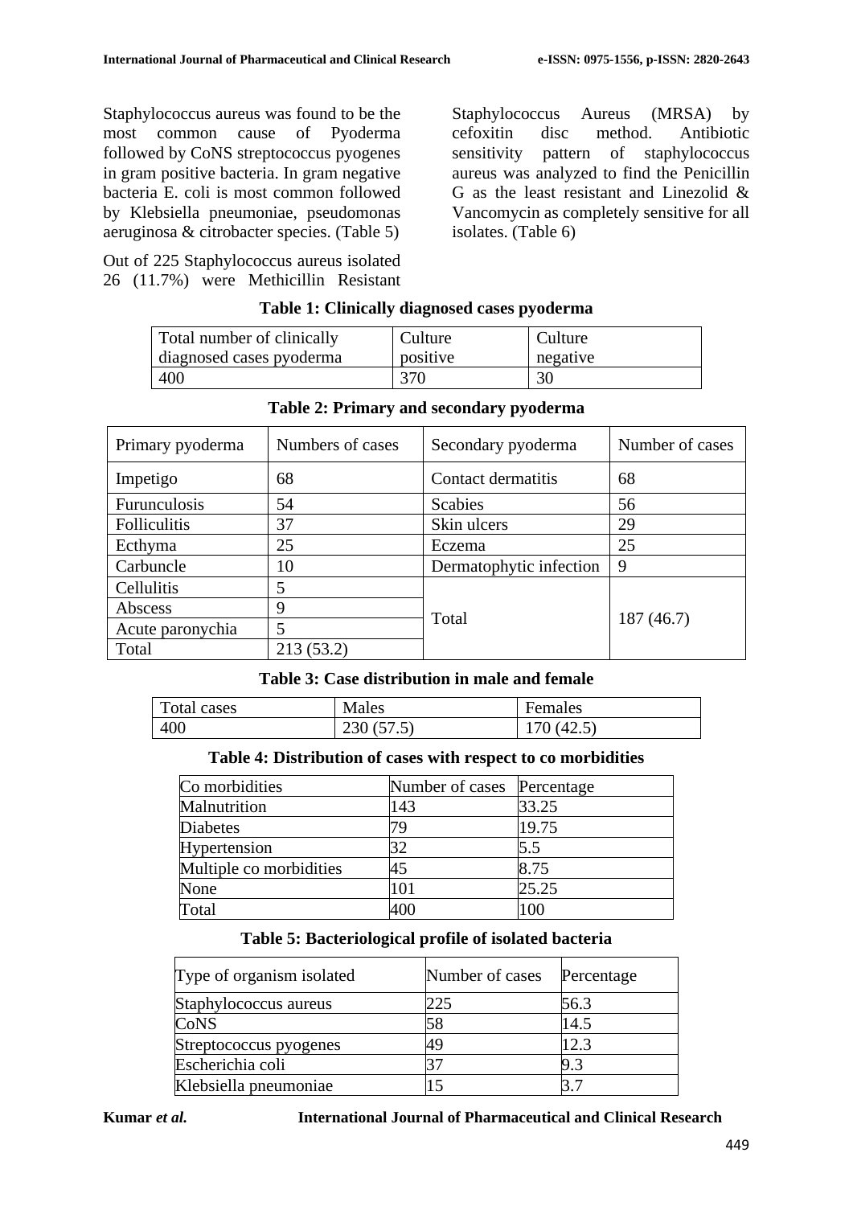Staphylococcus aureus was found to be the most common cause of Pyoderma followed by CoNS streptococcus pyogenes in gram positive bacteria. In gram negative bacteria E. coli is most common followed by Klebsiella pneumoniae, pseudomonas aeruginosa & citrobacter species. (Table 5)

Out of 225 Staphylococcus aureus isolated 26 (11.7%) were Methicillin Resistant Staphylococcus Aureus (MRSA) by cefoxitin disc method. Antibiotic sensitivity pattern of staphylococcus aureus was analyzed to find the Penicillin G as the least resistant and Linezolid & Vancomycin as completely sensitive for all isolates. (Table 6)

**Table 1: Clinically diagnosed cases pyoderma**

| Total number of clinically diagnosed cases pyoderma | Culture positive | Culture negative |
|---|---|---|
| 400 | 370 | 30 |

**Table 2: Primary and secondary pyoderma**

| Primary pyoderma | Numbers of cases | Secondary pyoderma | Number of cases |
|---|---|---|---|
| Impetigo | 68 | Contact dermatitis | 68 |
| Furunculosis | 54 | Scabies | 56 |
| Folliculitis | 37 | Skin ulcers | 29 |
| Ecthyma | 25 | Eczema | 25 |
| Carbuncle | 10 | Dermatophytic infection | 9 |
| Cellulitis | 5 | Total | 187 (46.7) |
| Abscess | 9 | | |
| Acute paronychia | 5 | | |
| Total | 213 (53.2) | | |

**Table 3: Case distribution in male and female**

| Total cases | Males | Females |
|---|---|---|
| 400 | 230 (57.5) | 170 (42.5) |

**Table 4: Distribution of cases with respect to co morbidities**

| Co morbidities | Number of cases | Percentage |
|---|---|---|
| Malnutrition | 143 | 33.25 |
| Diabetes | 79 | 19.75 |
| Hypertension | 32 | 5.5 |
| Multiple co morbidities | 45 | 8.75 |
| None | 101 | 25.25 |
| Total | 400 | 100 |

**Table 5: Bacteriological profile of isolated bacteria**

| Type of organism isolated | Number of cases | Percentage |
|---|---|---|
| Staphylococcus aureus | 225 | 56.3 |
| CoNS | 58 | 14.5 |
| Streptococcus pyogenes | 49 | 12.3 |
| Escherichia coli | 37 | 9.3 |
| Klebsiella pneumoniae | 15 | 3.7 |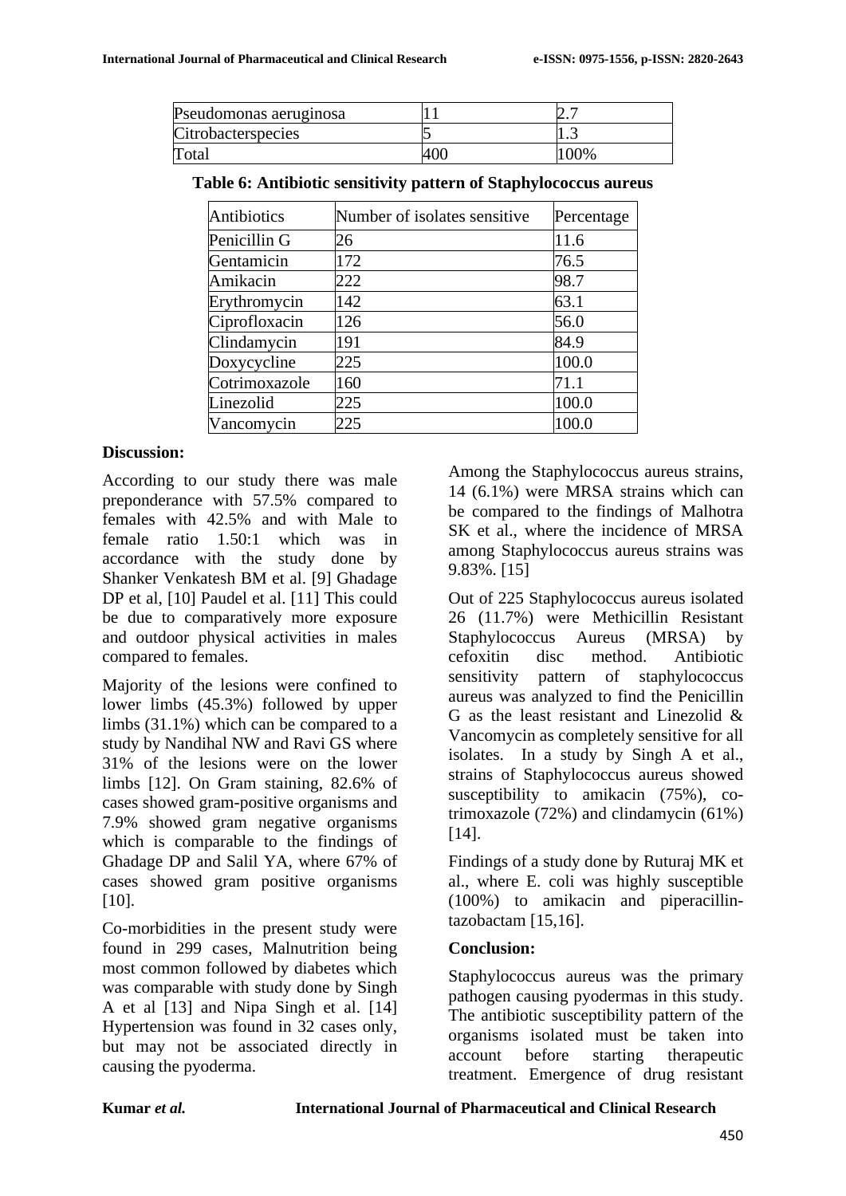| | | |
|---|---|---|
| Pseudomonas aeruginosa | 11 | 2.7 |
| Citrobacterspecies | 5 | 1.3 |
| Total | 400 | 100% |

**Table 6: Antibiotic sensitivity pattern of Staphylococcus aureus**

| Antibiotics | Number of isolates sensitive | Percentage |
|---|---|---|
| Penicillin G | 26 | 11.6 |
| Gentamicin | 172 | 76.5 |
| Amikacin | 222 | 98.7 |
| Erythromycin | 142 | 63.1 |
| Ciprofloxacin | 126 | 56.0 |
| Clindamycin | 191 | 84.9 |
| Doxycycline | 225 | 100.0 |
| Cotrimoxazole | 160 | 71.1 |
| Linezolid | 225 | 100.0 |
| Vancomycin | 225 | 100.0 |

**Discussion:**

According to our study there was male preponderance with 57.5% compared to females with 42.5% and with Male to female ratio 1.50:1 which was in accordance with the study done by Shanker Venkatesh BM et al. [9] Ghadage DP et al, [10] Paudel et al. [11] This could be due to comparatively more exposure and outdoor physical activities in males compared to females.

Majority of the lesions were confined to lower limbs (45.3%) followed by upper limbs (31.1%) which can be compared to a study by Nandihal NW and Ravi GS where 31% of the lesions were on the lower limbs [12]. On Gram staining, 82.6% of cases showed gram-positive organisms and 7.9% showed gram negative organisms which is comparable to the findings of Ghadage DP and Salil YA, where 67% of cases showed gram positive organisms [10].

Co-morbidities in the present study were found in 299 cases, Malnutrition being most common followed by diabetes which was comparable with study done by Singh A et al [13] and Nipa Singh et al. [14] Hypertension was found in 32 cases only, but may not be associated directly in causing the pyoderma.

Among the Staphylococcus aureus strains, 14 (6.1%) were MRSA strains which can be compared to the findings of Malhotra SK et al., where the incidence of MRSA among Staphylococcus aureus strains was 9.83%. [15]

Out of 225 Staphylococcus aureus isolated 26 (11.7%) were Methicillin Resistant Staphylococcus Aureus (MRSA) by cefoxitin disc method. Antibiotic sensitivity pattern of staphylococcus aureus was analyzed to find the Penicillin G as the least resistant and Linezolid & Vancomycin as completely sensitive for all isolates. In a study by Singh A et al., strains of Staphylococcus aureus showed susceptibility to amikacin (75%), co-trimoxazole (72%) and clindamycin (61%) [14].

Findings of a study done by Ruturaj MK et al., where E. coli was highly susceptible (100%) to amikacin and piperacillin-tazobactam [15,16].

**Conclusion:**

Staphylococcus aureus was the primary pathogen causing pyodermas in this study. The antibiotic susceptibility pattern of the organisms isolated must be taken into account before starting therapeutic treatment. Emergence of drug resistant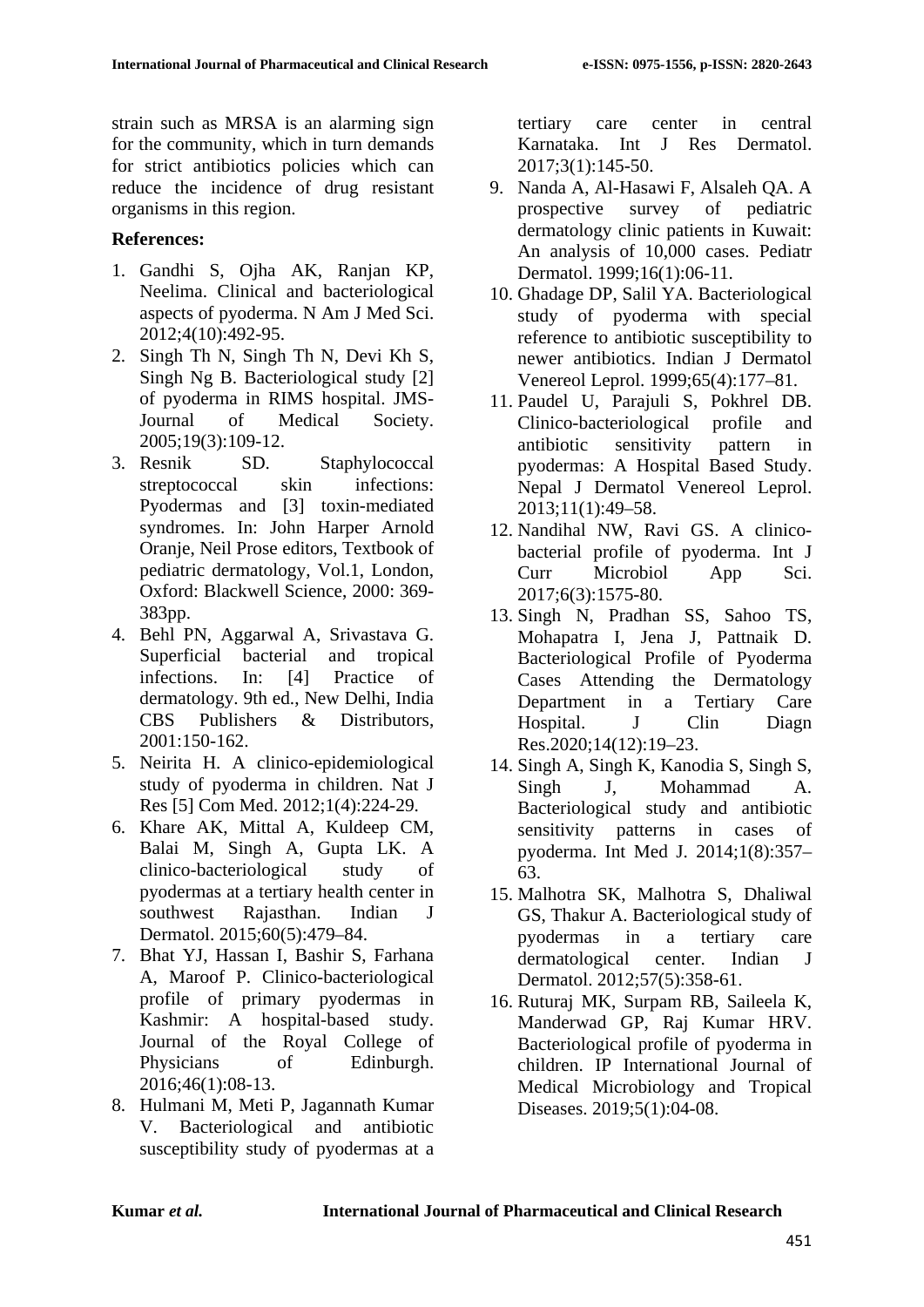strain such as MRSA is an alarming sign for the community, which in turn demands for strict antibiotics policies which can reduce the incidence of drug resistant organisms in this region.

**References:**

1. Gandhi S, Ojha AK, Ranjan KP, Neelima. Clinical and bacteriological aspects of pyoderma. N Am J Med Sci. 2012;4(10):492-95.
2. Singh Th N, Singh Th N, Devi Kh S, Singh Ng B. Bacteriological study [2] of pyoderma in RIMS hospital. JMS-Journal of Medical Society. 2005;19(3):109-12.
3. Resnik SD. Staphylococcal streptococcal skin infections: Pyodermas and [3] toxin-mediated syndromes. In: John Harper Arnold Oranje, Neil Prose editors, Textbook of pediatric dermatology, Vol.1, London, Oxford: Blackwell Science, 2000: 369-383pp.
4. Behl PN, Aggarwal A, Srivastava G. Superficial bacterial and tropical infections. In: [4] Practice of dermatology. 9th ed., New Delhi, India CBS Publishers & Distributors, 2001:150-162.
5. Neirita H. A clinico-epidemiological study of pyoderma in children. Nat J Res [5] Com Med. 2012;1(4):224-29.
6. Khare AK, Mittal A, Kuldeep CM, Balai M, Singh A, Gupta LK. A clinico-bacteriological study of pyodermas at a tertiary health center in southwest Rajasthan. Indian J Dermatol. 2015;60(5):479–84.
7. Bhat YJ, Hassan I, Bashir S, Farhana A, Maroof P. Clinico-bacteriological profile of primary pyodermas in Kashmir: A hospital-based study. Journal of the Royal College of Physicians of Edinburgh. 2016;46(1):08-13.
8. Hulmani M, Meti P, Jagannath Kumar V. Bacteriological and antibiotic susceptibility study of pyodermas at a tertiary care center in central Karnataka. Int J Res Dermatol. 2017;3(1):145-50.
9. Nanda A, Al-Hasawi F, Alsaleh QA. A prospective survey of pediatric dermatology clinic patients in Kuwait: An analysis of 10,000 cases. Pediatr Dermatol. 1999;16(1):06-11.
10. Ghadage DP, Salil YA. Bacteriological study of pyoderma with special reference to antibiotic susceptibility to newer antibiotics. Indian J Dermatol Venereol Leprol. 1999;65(4):177–81.
11. Paudel U, Parajuli S, Pokhrel DB. Clinico-bacteriological profile and antibiotic sensitivity pattern in pyodermas: A Hospital Based Study. Nepal J Dermatol Venereol Leprol. 2013;11(1):49–58.
12. Nandihal NW, Ravi GS. A clinico-bacterial profile of pyoderma. Int J Curr Microbiol App Sci. 2017;6(3):1575-80.
13. Singh N, Pradhan SS, Sahoo TS, Mohapatra I, Jena J, Pattnaik D. Bacteriological Profile of Pyoderma Cases Attending the Dermatology Department in a Tertiary Care Hospital. J Clin Diagn Res.2020;14(12):19–23.
14. Singh A, Singh K, Kanodia S, Singh S, Singh J, Mohammad A. Bacteriological study and antibiotic sensitivity patterns in cases of pyoderma. Int Med J. 2014;1(8):357–63.
15. Malhotra SK, Malhotra S, Dhaliwal GS, Thakur A. Bacteriological study of pyodermas in a tertiary care dermatological center. Indian J Dermatol. 2012;57(5):358-61.
16. Ruturaj MK, Surpam RB, Saileela K, Manderwad GP, Raj Kumar HRV. Bacteriological profile of pyoderma in children. IP International Journal of Medical Microbiology and Tropical Diseases. 2019;5(1):04-08.